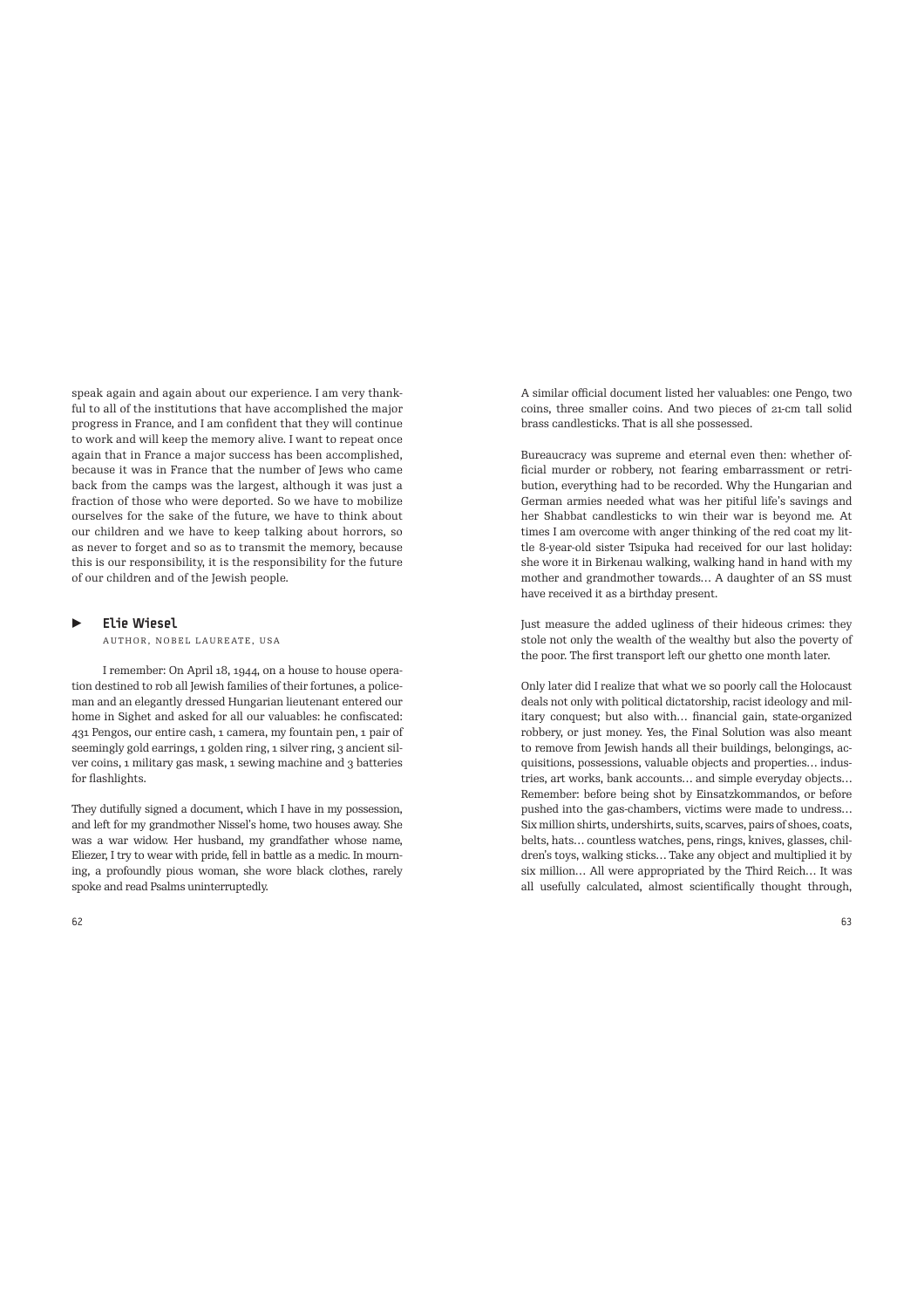speak again and again about our experience. I am very thankful to all of the institutions that have accomplished the major progress in France, and I am confident that they will continue to work and will keep the memory alive. I want to repeat once again that in France a major success has been accomplished, because it was in France that the number of Jews who came back from the camps was the largest, although it was just a fraction of those who were deported. So we have to mobilize ourselves for the sake of the future, we have to think about our children and we have to keep talking about horrors, so as never to forget and so as to transmit the memory, because this is our responsibility, it is the responsibility for the future of our children and of the Jewish people.

## Elie Wiesel

AUTHOR, NOBEL LAUREATE, USA

I remember: On April 18, 1944, on a house to house operation destined to rob all Jewish families of their fortunes, a policeman and an elegantly dressed Hungarian lieutenant entered our home in Sighet and asked for all our valuables: he confiscated: 431 Pengos, our entire cash, 1 camera, my fountain pen, 1 pair of seemingly gold earrings, 1 golden ring, 1 silver ring, 3 ancient silver coins, 1 military gas mask, 1 sewing machine and 3 batteries for flashlights.

They dutifully signed a document, which I have in my possession, and left for my grandmother Nissel's home, two houses away. She was a war widow. Her husband, my grandfather whose name, Eliezer, I try to wear with pride, fell in battle as a medic. In mourning, a profoundly pious woman, she wore black clothes, rarely spoke and read Psalms uninterruptedly.

A similar official document listed her valuables: one Pengo, two coins, three smaller coins. And two pieces of 21-cm tall solid brass candlesticks. That is all she possessed.

Bureaucracy was supreme and eternal even then: whether official murder or robbery, not fearing embarrassment or retribution, everything had to be recorded. Why the Hungarian and German armies needed what was her pitiful life's savings and her Shabbat candlesticks to win their war is beyond me. At times I am overcome with anger thinking of the red coat my little 8-year-old sister Tsipuka had received for our last holiday: she wore it in Birkenau walking, walking hand in hand with my mother and grandmother towards… A daughter of an SS must have received it as a birthday present.

Just measure the added ugliness of their hideous crimes: they stole not only the wealth of the wealthy but also the poverty of the poor. The first transport left our ghetto one month later.

Only later did I realize that what we so poorly call the Holocaust deals not only with political dictatorship, racist ideology and military conquest; but also with… financial gain, state-organized robbery, or just money. Yes, the Final Solution was also meant to remove from Jewish hands all their buildings, belongings, acquisitions, possessions, valuable objects and properties… industries, art works, bank accounts… and simple everyday objects… Remember: before being shot by Einsatzkommandos, or before pushed into the gas-chambers, victims were made to undress… Six million shirts, undershirts, suits, scarves, pairs of shoes, coats, belts, hats… countless watches, pens, rings, knives, glasses, children's toys, walking sticks… Take any object and multiplied it by six million… All were appropriated by the Third Reich… It was all usefully calculated, almost scientifically thought through,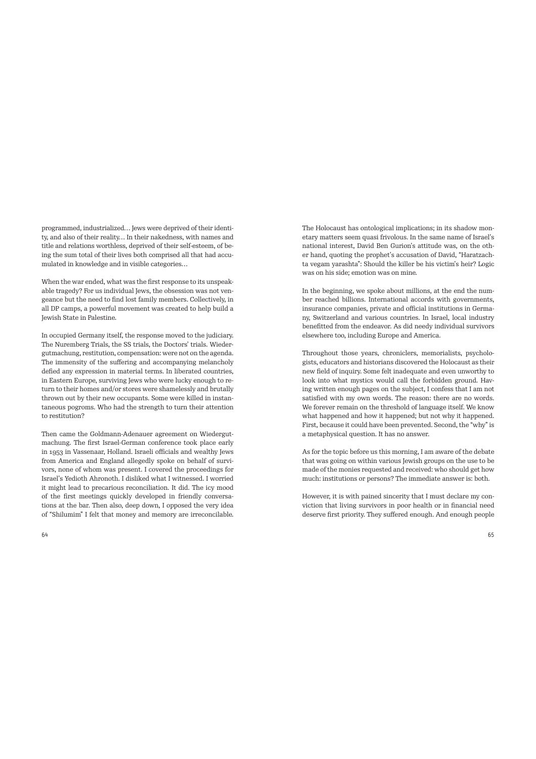programmed, industrialized… Jews were deprived of their identity, and also of their reality… In their nakedness, with names and title and relations worthless, deprived of their self-esteem, of being the sum total of their lives both comprised all that had accumulated in knowledge and in visible categories…

When the war ended, what was the first response to its unspeakable tragedy? For us individual Jews, the obsession was not vengeance but the need to find lost family members. Collectively, in all DP camps, a powerful movement was created to help build a Jewish State in Palestine.

In occupied Germany itself, the response moved to the judiciary. The Nuremberg Trials, the SS trials, the Doctors' trials. Wiedergutmachung, restitution, compensation: were not on the agenda. The immensity of the suffering and accompanying melancholy defied any expression in material terms. In liberated countries, in Eastern Europe, surviving Jews who were lucky enough to return to their homes and/or stores were shamelessly and brutally thrown out by their new occupants. Some were killed in instantaneous pogroms. Who had the strength to turn their attention to restitution?

Then came the Goldmann-Adenauer agreement on Wiedergutmachung. The first Israel-German conference took place early in 1953 in Vassenaar, Holland. Israeli officials and wealthy Jews from America and England allegedly spoke on behalf of survivors, none of whom was present. I covered the proceedings for Israel's Yedioth Ahronoth. I disliked what I witnessed. I worried it might lead to precarious reconciliation. It did. The icy mood of the first meetings quickly developed in friendly conversations at the bar. Then also, deep down, I opposed the very idea of "Shilumim" I felt that money and memory are irreconcilable.

The Holocaust has ontological implications; in its shadow monetary matters seem quasi frivolous. In the same name of Israel's national interest, David Ben Gurion's attitude was, on the other hand, quoting the prophet's accusation of David, "Haratzachta vegam yarashta": Should the killer be his victim's heir? Logic was on his side; emotion was on mine.

In the beginning, we spoke about millions, at the end the number reached billions. International accords with governments, insurance companies, private and official institutions in Germany, Switzerland and various countries. In Israel, local industry benefitted from the endeavor. As did needy individual survivors elsewhere too, including Europe and America.

Throughout those years, chroniclers, memorialists, psychologists, educators and historians discovered the Holocaust as their new field of inquiry. Some felt inadequate and even unworthy to look into what mystics would call the forbidden ground. Having written enough pages on the subject, I confess that I am not satisfied with my own words. The reason: there are no words. We forever remain on the threshold of language itself. We know what happened and how it happened; but not why it happened. First, because it could have been prevented. Second, the "why" is a metaphysical question. It has no answer.

As for the topic before us this morning, I am aware of the debate that was going on within various Jewish groups on the use to be made of the monies requested and received: who should get how much: institutions or persons? The immediate answer is: both.

However, it is with pained sincerity that I must declare my conviction that living survivors in poor health or in financial need deserve first priority. They suffered enough. And enough people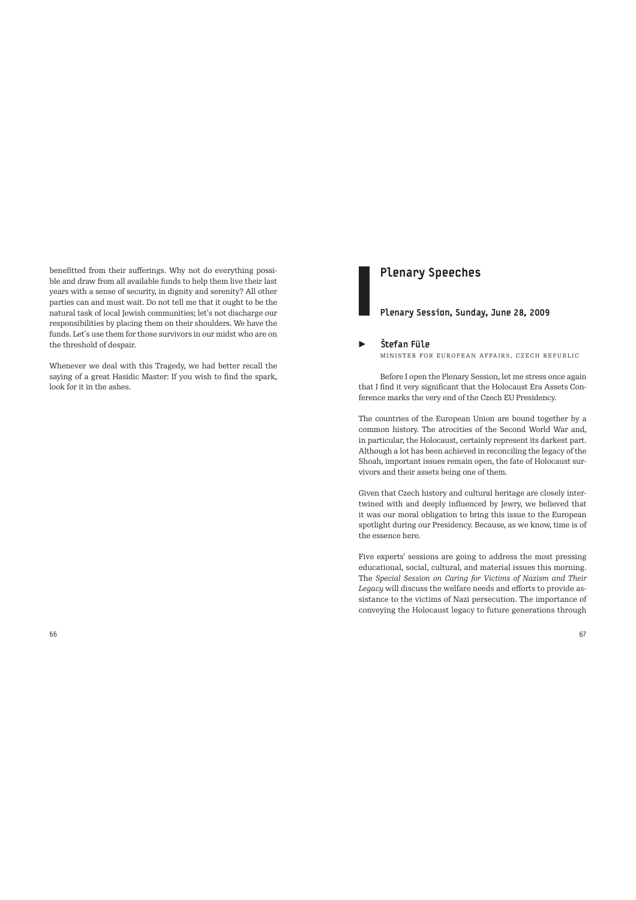benefitted from their sufferings. Why not do everything possible and draw from all available funds to help them live their last years with a sense of security, in dignity and serenity? All other parties can and must wait. Do not tell me that it ought to be the natural task of local Jewish communities; let's not discharge our responsibilities by placing them on their shoulders. We have the funds. Let's use them for those survivors in our midst who are on the threshold of despair.

Whenever we deal with this Tragedy, we had better recall the saying of a great Hasidic Master: If you wish to find the spark, look for it in the ashes.

# Plenary Speeches

## Plenary Session, Sunday, June 28, 2009

### ► Štefan Füle

MINISTER FOR EUROPEAN AFFAIRS, CZECH REPUBLIC

Before I open the Plenary Session, let me stress once again that I find it very significant that the Holocaust Era Assets Conference marks the very end of the Czech EU Presidency.

The countries of the European Union are bound together by a common history. The atrocities of the Second World War and, in particular, the Holocaust, certainly represent its darkest part. Although a lot has been achieved in reconciling the legacy of the Shoah, important issues remain open, the fate of Holocaust survivors and their assets being one of them.

Given that Czech history and cultural heritage are closely intertwined with and deeply influenced by Jewry, we believed that it was our moral obligation to bring this issue to the European spotlight during our Presidency. Because, as we know, time is of the essence here.

Five experts' sessions are going to address the most pressing educational, social, cultural, and material issues this morning. The *Special Session on Caring for Victims of Nazism and Their Legacy* will discuss the welfare needs and efforts to provide assistance to the victims of Nazi persecution. The importance of conveying the Holocaust legacy to future generations through